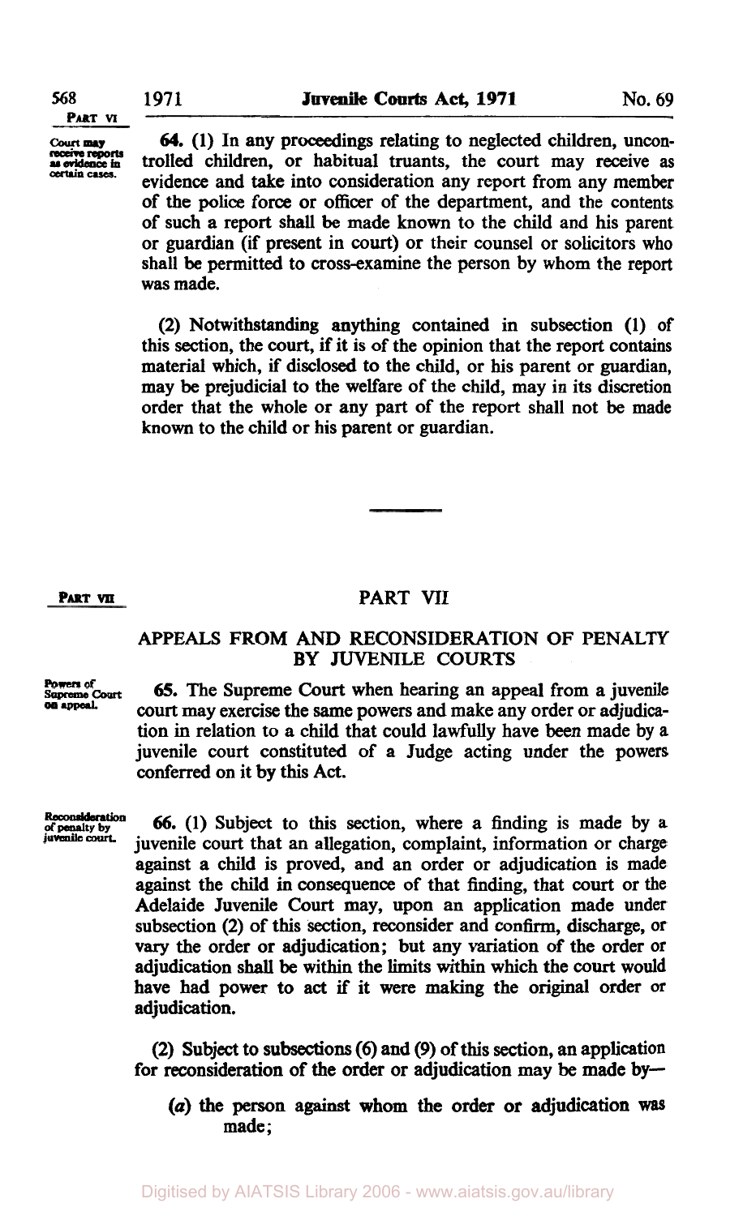Court may receive reports as evidence in certain cases.

**64.** (1) In any proceedings relating to neglected children, uncontrolled children, or habitual truants, the court may receive as evidence and take into consideration any report from any member of the police force or officer of the department, and the contents of such a report shall be made known to the child and his parent or guardian (if present in court) or their counsel or solicitors who shall be permitted to cross-examine the person by whom the report was made.

(2) Notwithstanding anything contained in subsection (1) of this section, the court, if it is of the opinion that the report contains material which, if disclosed to the child, or his parent or guardian, may be prejudicial to the welfare of the child, may in its discretion order that the whole or any part of the report shall not be made known to the child or his parent or guardian.

## PART VII

### APPEALS FROM AND RECONSIDERATION OF PENALTY BY JUVENILE COURTS

Powers of Supreme Court on appeal.

**65.** The Supreme Court when hearing an appeal from a juvenile court may exercise the same powers and make any order or adjudication in relation to a child that could lawfully have been made by a juvenile court constituted of a Judge acting under the powers conferred on it by this Act.

Reconsideration of penalty by juvenile court.

**66.** (1) Subject to this section, where a finding is made by a juvenile court that an allegation, complaint, information or charge against a child is proved, and an order or adjudication is made against the child in consequence of that finding, that court or the Adelaide Juvenile Court may, upon an application made under subsection (2) of this section, reconsider and confirm, discharge, or vary the order or adjudication; but any variation of the order or adjudication shall be within the limits within which the court would have had power to act if it were making the original order or adjudication.

(2) Subject to subsections (6) and (9) of this section, an application for reconsideration of the order or adjudication may be made by—

(*a*) the person against whom the order or adjudication was made;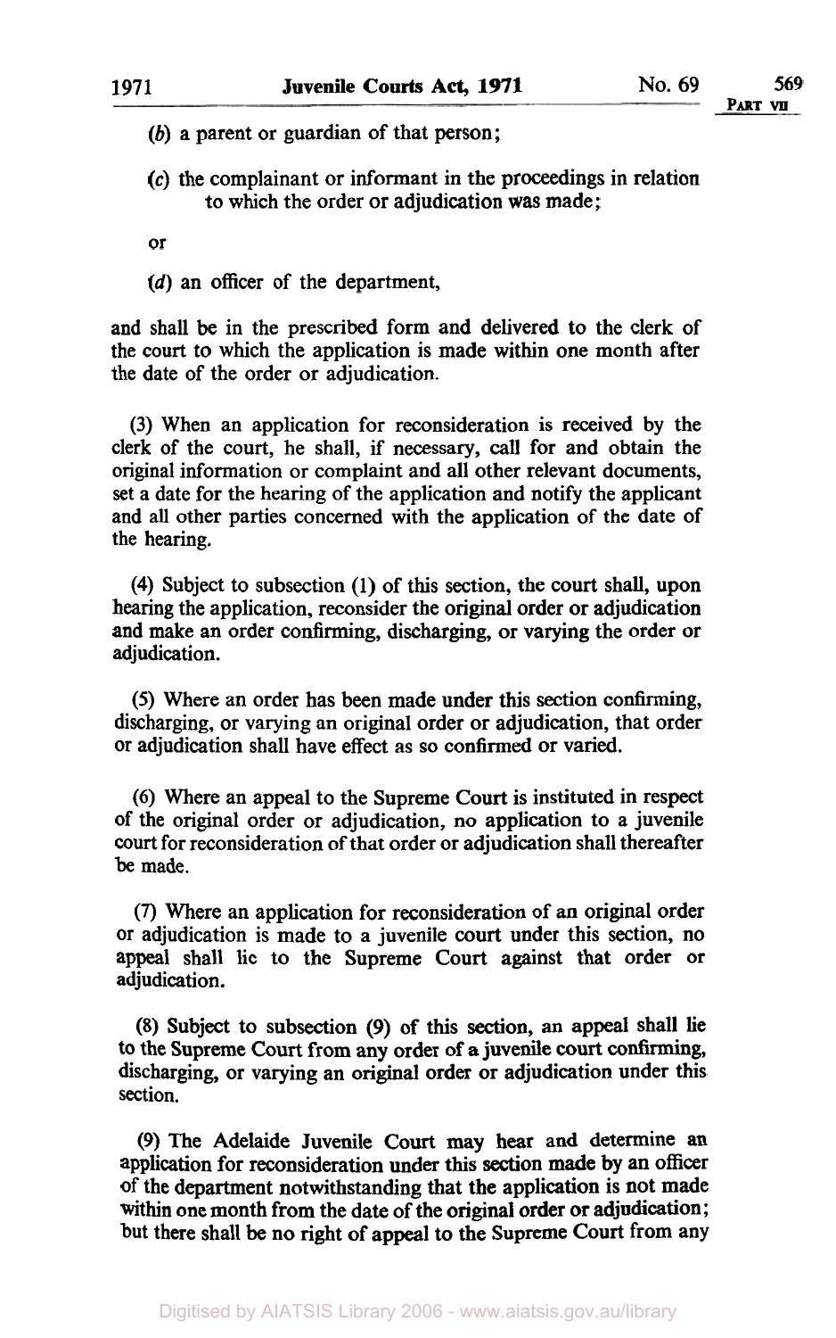(b) a parent or guardian of that person;

(c) the complainant or informant in the proceedings in relation to which the order or adjudication was made;

or

(d) an officer of the department,

and shall be in the prescribed form and delivered to the clerk of the court to which the application is made within one month after the date of the order or adjudication.

(3) When an application for reconsideration is received by the clerk of the court, he shall, if necessary, call for and obtain the original information or complaint and all other relevant documents, set a date for the hearing of the application and notify the applicant and all other parties concerned with the application of the date of the hearing.

(4) Subject to subsection (1) of this section, the court shall, upon hearing the application, reconsider the original order or adjudication and make an order confirming, discharging, or varying the order or adjudication.

(5) Where an order has been made under this section confirming, discharging, or varying an original order or adjudication, that order or adjudication shall have effect as so confirmed or varied.

(6) Where an appeal to the Supreme Court is instituted in respect of the original order or adjudication, no application to a juvenile court for reconsideration of that order or adjudication shall thereafter be made.

(7) Where an application for reconsideration of an original order or adjudication is made to a juvenile court under this section, no appeal shall lie to the Supreme Court against that order or adjudication.

(8) Subject to subsection (9) of this section, an appeal shall lie to the Supreme Court from any order of a juvenile court confirming, discharging, or varying an original order or adjudication under this section.

(9) The Adelaide Juvenile Court may hear and determine an application for reconsideration under this section made by an officer of the department notwithstanding that the application is not made within one month from the date of the original order or adjudication; but there shall be no right of appeal to the Supreme Court from any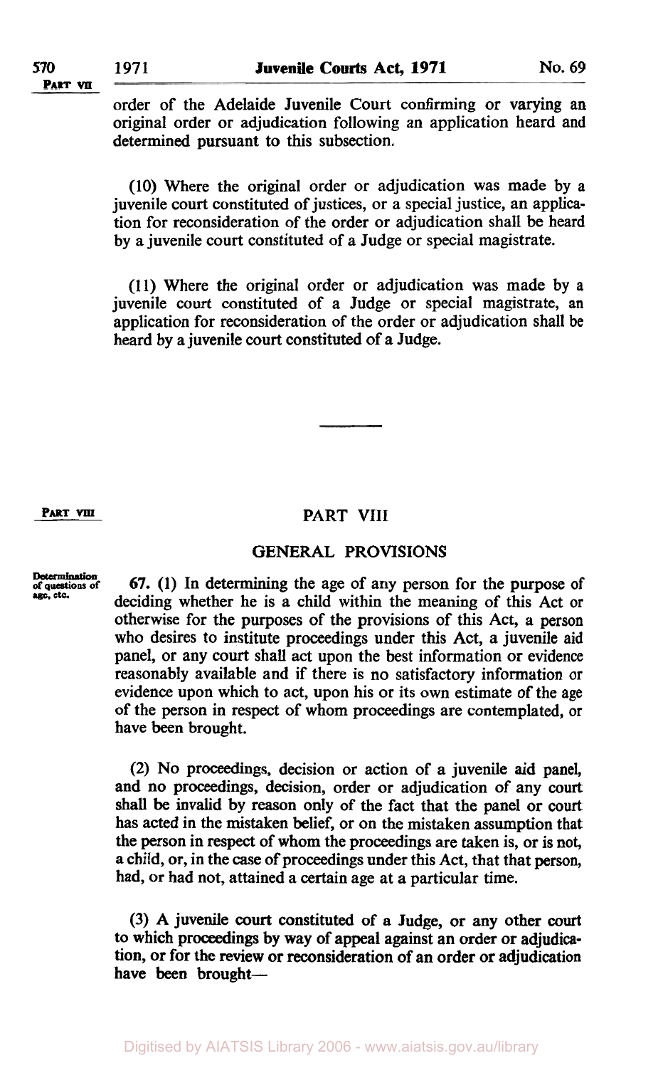order of the Adelaide Juvenile Court confirming or varying an original order or adjudication following an application heard and determined pursuant to this subsection.

(10) Where the original order or adjudication was made by a juvenile court constituted of justices, or a special justice, an application for reconsideration of the order or adjudication shall be heard by a juvenile court constituted of a Judge or special magistrate.

(11) Where the original order or adjudication was made by a juvenile court constituted of a Judge or special magistrate, an application for reconsideration of the order or adjudication shall be heard by a juvenile court constituted of a Judge.

## PART VIII

### GENERAL PROVISIONS

*Determination of questions of age, etc.*

**67.** (1) In determining the age of any person for the purpose of deciding whether he is a child within the meaning of this Act or otherwise for the purposes of the provisions of this Act, a person who desires to institute proceedings under this Act, a juvenile aid panel, or any court shall act upon the best information or evidence reasonably available and if there is no satisfactory information or evidence upon which to act, upon his or its own estimate of the age of the person in respect of whom proceedings are contemplated, or have been brought.

(2) No proceedings, decision or action of a juvenile aid panel, and no proceedings, decision, order or adjudication of any court shall be invalid by reason only of the fact that the panel or court has acted in the mistaken belief, or on the mistaken assumption that the person in respect of whom the proceedings are taken is, or is not, a child, or, in the case of proceedings under this Act, that that person, had, or had not, attained a certain age at a particular time.

(3) A juvenile court constituted of a Judge, or any other court to which proceedings by way of appeal against an order or adjudication, or for the review or reconsideration of an order or adjudication have been brought—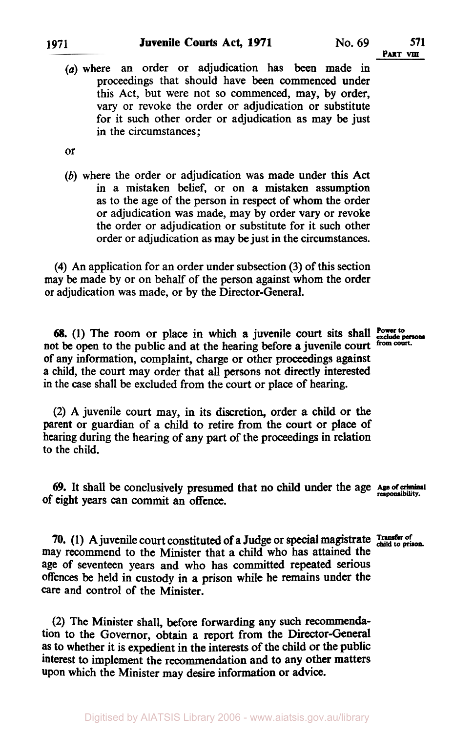(a) where an order or adjudication has been made in proceedings that should have been commenced under this Act, but were not so commenced, may, by order, vary or revoke the order or adjudication or substitute for it such other order or adjudication as may be just in the circumstances;

or

(b) where the order or adjudication was made under this Act in a mistaken belief, or on a mistaken assumption as to the age of the person in respect of whom the order or adjudication was made, may by order vary or revoke the order or adjudication or substitute for it such other order or adjudication as may be just in the circumstances.

(4) An application for an order under subsection (3) of this section may be made by or on behalf of the person against whom the order or adjudication was made, or by the Director-General.

**68.** (1) The room or place in which a juvenile court sits shall not be open to the public and at the hearing before a juvenile court of any information, complaint, charge or other proceedings against a child, the court may order that all persons not directly interested in the case shall be excluded from the court or place of hearing.

*Power to exclude persons from court.*

(2) A juvenile court may, in its discretion, order a child or the parent or guardian of a child to retire from the court or place of hearing during the hearing of any part of the proceedings in relation to the child.

**69.** It shall be conclusively presumed that no child under the age of eight years can commit an offence.

*Age of criminal responsibility.*

**70.** (1) A juvenile court constituted of a Judge or special magistrate may recommend to the Minister that a child who has attained the age of seventeen years and who has committed repeated serious offences be held in custody in a prison while he remains under the care and control of the Minister.

*Transfer of child to prison.*

(2) The Minister shall, before forwarding any such recommendation to the Governor, obtain a report from the Director-General as to whether it is expedient in the interests of the child or the public interest to implement the recommendation and to any other matters upon which the Minister may desire information or advice.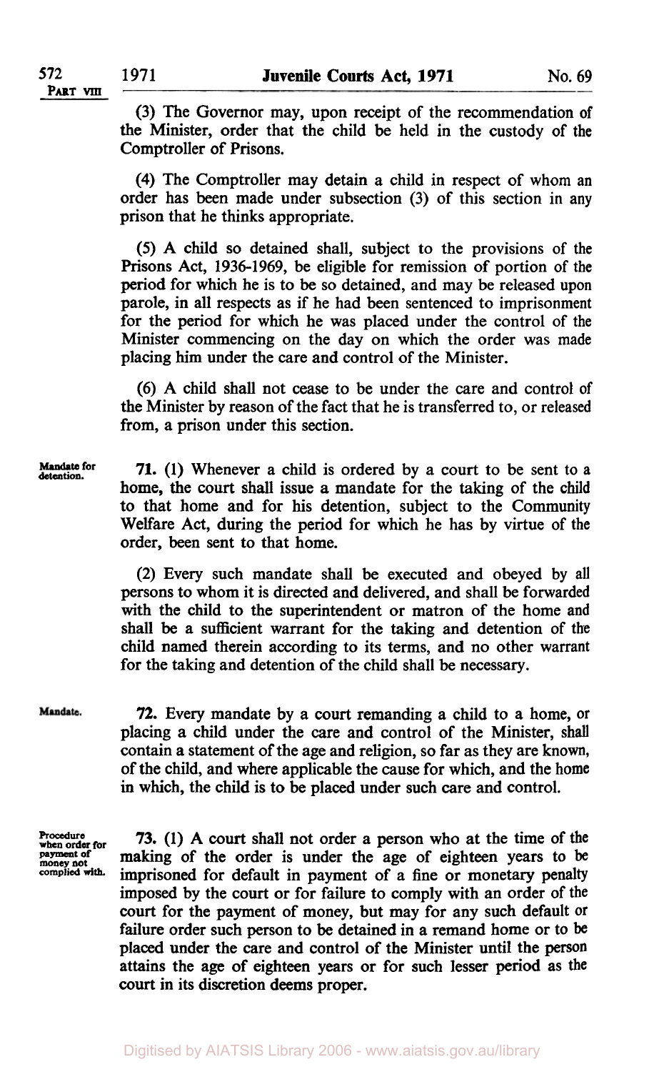(3) The Governor may, upon receipt of the recommendation of the Minister, order that the child be held in the custody of the Comptroller of Prisons.

(4) The Comptroller may detain a child in respect of whom an order has been made under subsection (3) of this section in any prison that he thinks appropriate.

(5) A child so detained shall, subject to the provisions of the Prisons Act, 1936-1969, be eligible for remission of portion of the period for which he is to be so detained, and may be released upon parole, in all respects as if he had been sentenced to imprisonment for the period for which he was placed under the control of the Minister commencing on the day on which the order was made placing him under the care and control of the Minister.

(6) A child shall not cease to be under the care and control of the Minister by reason of the fact that he is transferred to, or released from, a prison under this section.

**Mandate for detention.**

**71.** (1) Whenever a child is ordered by a court to be sent to a home, the court shall issue a mandate for the taking of the child to that home and for his detention, subject to the Community Welfare Act, during the period for which he has by virtue of the order, been sent to that home.

(2) Every such mandate shall be executed and obeyed by all persons to whom it is directed and delivered, and shall be forwarded with the child to the superintendent or matron of the home and shall be a sufficient warrant for the taking and detention of the child named therein according to its terms, and no other warrant for the taking and detention of the child shall be necessary.

**Mandate.**

**72.** Every mandate by a court remanding a child to a home, or placing a child under the care and control of the Minister, shall contain a statement of the age and religion, so far as they are known, of the child, and where applicable the cause for which, and the home in which, the child is to be placed under such care and control.

**Procedure when order for payment of money not complied with.**

**73.** (1) A court shall not order a person who at the time of the making of the order is under the age of eighteen years to be imprisoned for default in payment of a fine or monetary penalty imposed by the court or for failure to comply with an order of the court for the payment of money, but may for any such default or failure order such person to be detained in a remand home or to be placed under the care and control of the Minister until the person attains the age of eighteen years or for such lesser period as the court in its discretion deems proper.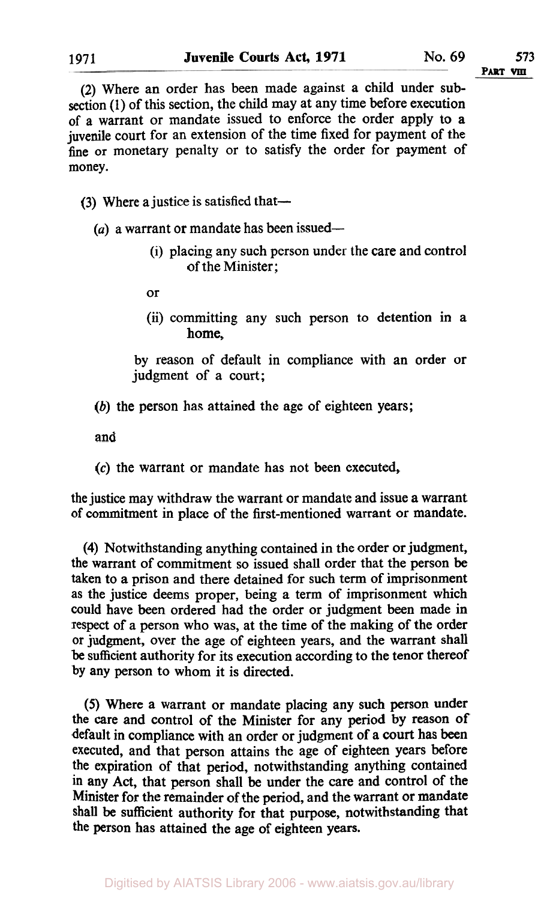(2) Where an order has been made against a child under subsection (1) of this section, the child may at any time before execution of a warrant or mandate issued to enforce the order apply to a juvenile court for an extension of the time fixed for payment of the fine or monetary penalty or to satisfy the order for payment of money.

(3) Where a justice is satisfied that—

(*a*) a warrant or mandate has been issued—

(i) placing any such person under the care and control of the Minister;

or

(ii) committing any such person to detention in a home,

by reason of default in compliance with an order or judgment of a court;

(*b*) the person has attained the age of eighteen years;

and

(*c*) the warrant or mandate has not been executed,

the justice may withdraw the warrant or mandate and issue a warrant of commitment in place of the first-mentioned warrant or mandate.

(4) Notwithstanding anything contained in the order or judgment, the warrant of commitment so issued shall order that the person be taken to a prison and there detained for such term of imprisonment as the justice deems proper, being a term of imprisonment which could have been ordered had the order or judgment been made in respect of a person who was, at the time of the making of the order or judgment, over the age of eighteen years, and the warrant shall be sufficient authority for its execution according to the tenor thereof by any person to whom it is directed.

(5) Where a warrant or mandate placing any such person under the care and control of the Minister for any period by reason of default in compliance with an order or judgment of a court has been executed, and that person attains the age of eighteen years before the expiration of that period, notwithstanding anything contained in any Act, that person shall be under the care and control of the Minister for the remainder of the period, and the warrant or mandate shall be sufficient authority for that purpose, notwithstanding that the person has attained the age of eighteen years.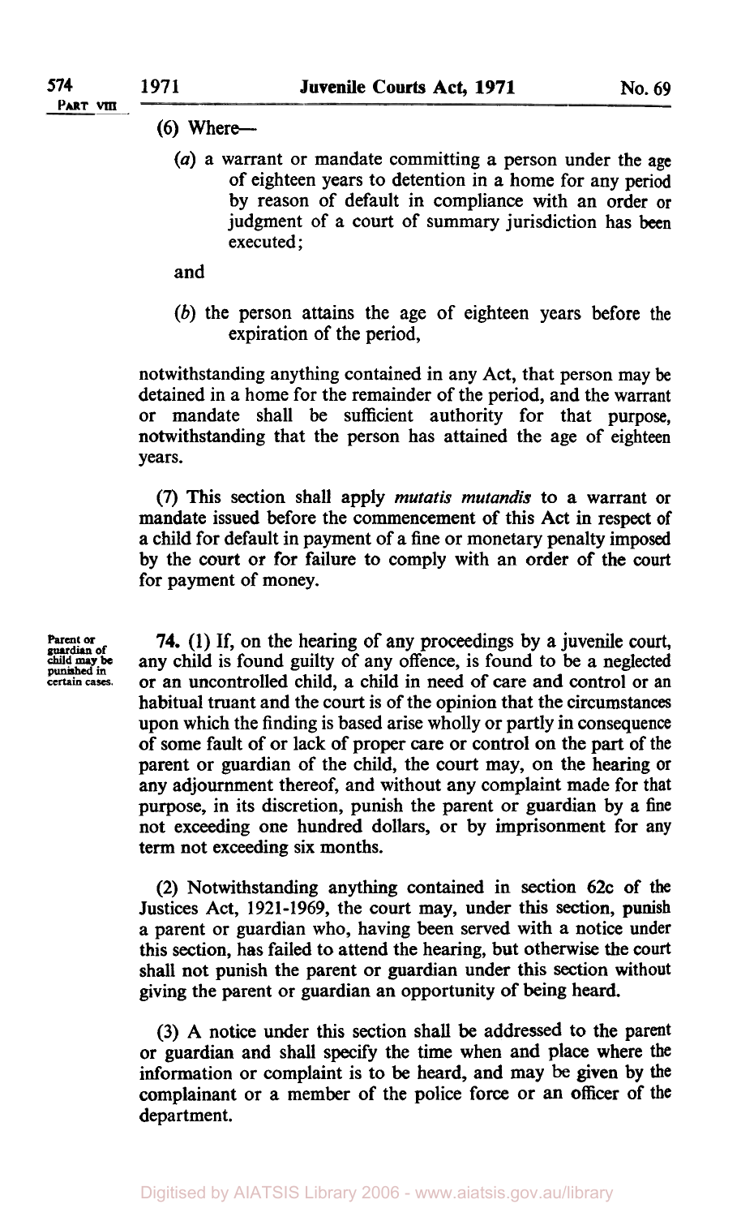(6) Where—

(*a*) a warrant or mandate committing a person under the age of eighteen years to detention in a home for any period by reason of default in compliance with an order or judgment of a court of summary jurisdiction has been executed;

and

(*b*) the person attains the age of eighteen years before the expiration of the period,

notwithstanding anything contained in any Act, that person may be detained in a home for the remainder of the period, and the warrant or mandate shall be sufficient authority for that purpose, notwithstanding that the person has attained the age of eighteen years.

(7) This section shall apply *mutatis mutandis* to a warrant or mandate issued before the commencement of this Act in respect of a child for default in payment of a fine or monetary penalty imposed by the court or for failure to comply with an order of the court for payment of money.

Parent or guardian of child may be punished in certain cases.

**74.** (1) If, on the hearing of any proceedings by a juvenile court, any child is found guilty of any offence, is found to be a neglected or an uncontrolled child, a child in need of care and control or an habitual truant and the court is of the opinion that the circumstances upon which the finding is based arise wholly or partly in consequence of some fault of or lack of proper care or control on the part of the parent or guardian of the child, the court may, on the hearing or any adjournment thereof, and without any complaint made for that purpose, in its discretion, punish the parent or guardian by a fine not exceeding one hundred dollars, or by imprisonment for any term not exceeding six months.

(2) Notwithstanding anything contained in section 62c of the Justices Act, 1921-1969, the court may, under this section, punish a parent or guardian who, having been served with a notice under this section, has failed to attend the hearing, but otherwise the court shall not punish the parent or guardian under this section without giving the parent or guardian an opportunity of being heard.

(3) A notice under this section shall be addressed to the parent or guardian and shall specify the time when and place where the information or complaint is to be heard, and may be given by the complainant or a member of the police force or an officer of the department.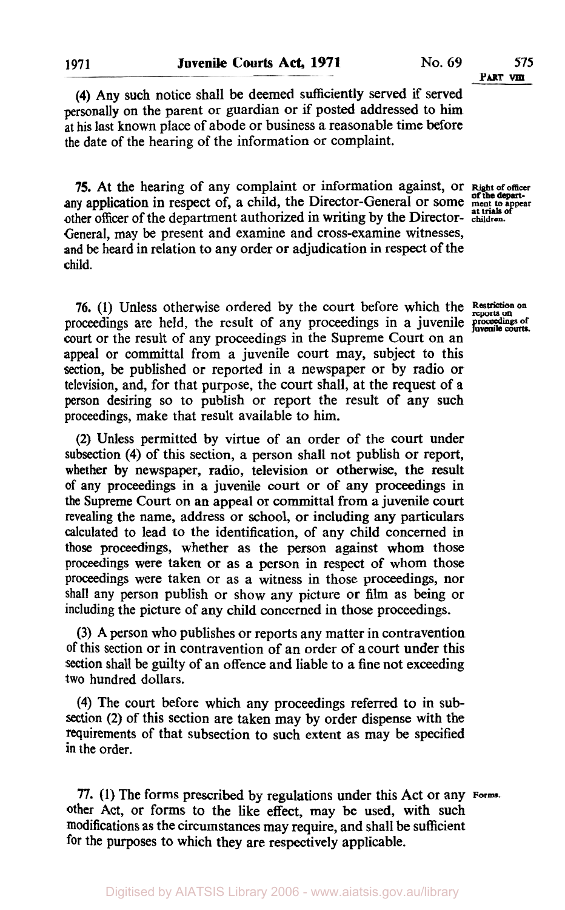(4) Any such notice shall be deemed sufficiently served if served personally on the parent or guardian or if posted addressed to him at his last known place of abode or business a reasonable time before the date of the hearing of the information or complaint.

**Right of officer of the department to appear at trials of children.**

**75.** At the hearing of any complaint or information against, or any application in respect of, a child, the Director-General or some other officer of the department authorized in writing by the Director-General, may be present and examine and cross-examine witnesses, and be heard in relation to any order or adjudication in respect of the child.

**Restriction on reports on proceedings of juvenile courts.**

**76.** (1) Unless otherwise ordered by the court before which the proceedings are held, the result of any proceedings in a juvenile court or the result of any proceedings in the Supreme Court on an appeal or committal from a juvenile court may, subject to this section, be published or reported in a newspaper or by radio or television, and, for that purpose, the court shall, at the request of a person desiring so to publish or report the result of any such proceedings, make that result available to him.

(2) Unless permitted by virtue of an order of the court under subsection (4) of this section, a person shall not publish or report, whether by newspaper, radio, television or otherwise, the result of any proceedings in a juvenile court or of any proceedings in the Supreme Court on an appeal or committal from a juvenile court revealing the name, address or school, or including any particulars calculated to lead to the identification, of any child concerned in those proceedings, whether as the person against whom those proceedings were taken or as a person in respect of whom those proceedings were taken or as a witness in those proceedings, nor shall any person publish or show any picture or film as being or including the picture of any child concerned in those proceedings.

(3) A person who publishes or reports any matter in contravention of this section or in contravention of an order of a court under this section shall be guilty of an offence and liable to a fine not exceeding two hundred dollars.

(4) The court before which any proceedings referred to in subsection (2) of this section are taken may by order dispense with the requirements of that subsection to such extent as may be specified in the order.

**Forms.**

**77.** (1) The forms prescribed by regulations under this Act or any other Act, or forms to the like effect, may be used, with such modifications as the circumstances may require, and shall be sufficient for the purposes to which they are respectively applicable.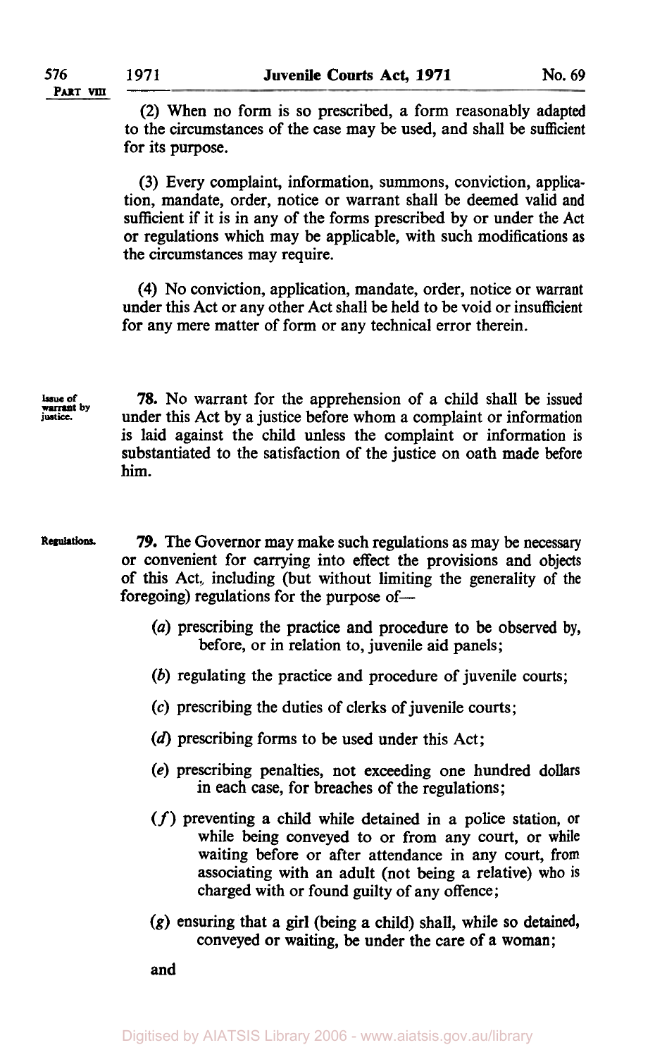(2) When no form is so prescribed, a form reasonably adapted to the circumstances of the case may be used, and shall be sufficient for its purpose.

(3) Every complaint, information, summons, conviction, application, mandate, order, notice or warrant shall be deemed valid and sufficient if it is in any of the forms prescribed by or under the Act or regulations which may be applicable, with such modifications as the circumstances may require.

(4) No conviction, application, mandate, order, notice or warrant under this Act or any other Act shall be held to be void or insufficient for any mere matter of form or any technical error therein.

Issue of warrant by justice.

**78.** No warrant for the apprehension of a child shall be issued under this Act by a justice before whom a complaint or information is laid against the child unless the complaint or information is substantiated to the satisfaction of the justice on oath made before him.

Regulations.

**79.** The Governor may make such regulations as may be necessary or convenient for carrying into effect the provisions and objects of this Act, including (but without limiting the generality of the foregoing) regulations for the purpose of—

(*a*) prescribing the practice and procedure to be observed by, before, or in relation to, juvenile aid panels;

(*b*) regulating the practice and procedure of juvenile courts;

(*c*) prescribing the duties of clerks of juvenile courts;

(*d*) prescribing forms to be used under this Act;

(*e*) prescribing penalties, not exceeding one hundred dollars in each case, for breaches of the regulations;

(*f*) preventing a child while detained in a police station, or while being conveyed to or from any court, or while waiting before or after attendance in any court, from associating with an adult (not being a relative) who is charged with or found guilty of any offence;

(*g*) ensuring that a girl (being a child) shall, while so detained, conveyed or waiting, be under the care of a woman;

and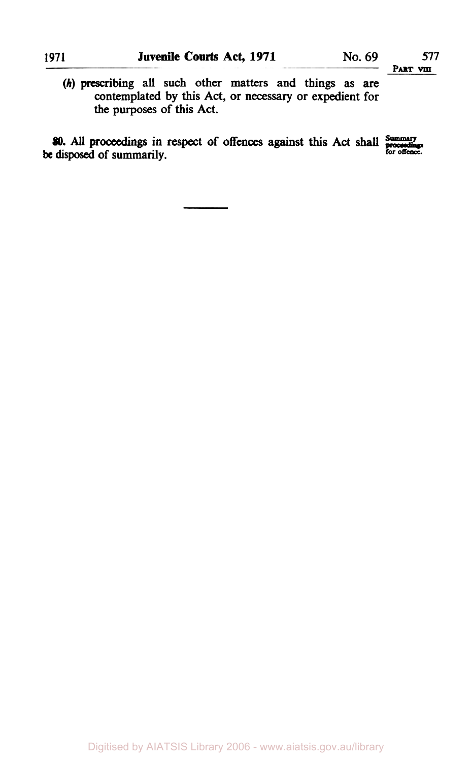(*h*) prescribing all such other matters and things as are contemplated by this Act, or necessary or expedient for the purposes of this Act.

**80.** All proceedings in respect of offences against this Act shall be disposed of summarily.

Summary proceedings for offence.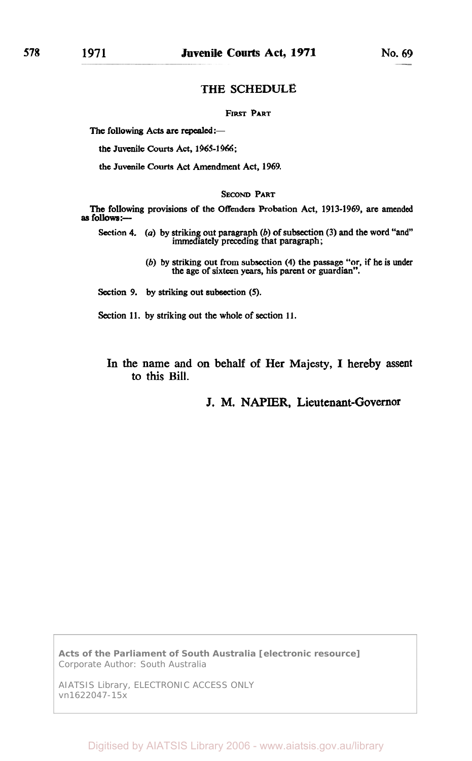## THE SCHEDULE

### FIRST PART

The following Acts are repealed:—

the Juvenile Courts Act, 1965-1966;

the Juvenile Courts Act Amendment Act, 1969.

### SECOND PART

The following provisions of the Offenders Probation Act, 1913-1969, are amended as follows:—

Section 4. (*a*) by striking out paragraph (*b*) of subsection (3) and the word "and" immediately preceding that paragraph;

(*b*) by striking out from subsection (4) the passage "or, if he is under the age of sixteen years, his parent or guardian".

Section 9. by striking out subsection (5).

Section 11. by striking out the whole of section 11.

In the name and on behalf of Her Majesty, I hereby assent to this Bill.

J. M. NAPIER, Lieutenant-Governor

**Acts of the Parliament of South Australia [electronic resource]**
Corporate Author: South Australia

AIATSIS Library, ELECTRONIC ACCESS ONLY
vn1622047-15x

Digitised by AIATSIS Library 2006 - www.aiatsis.gov.au/library